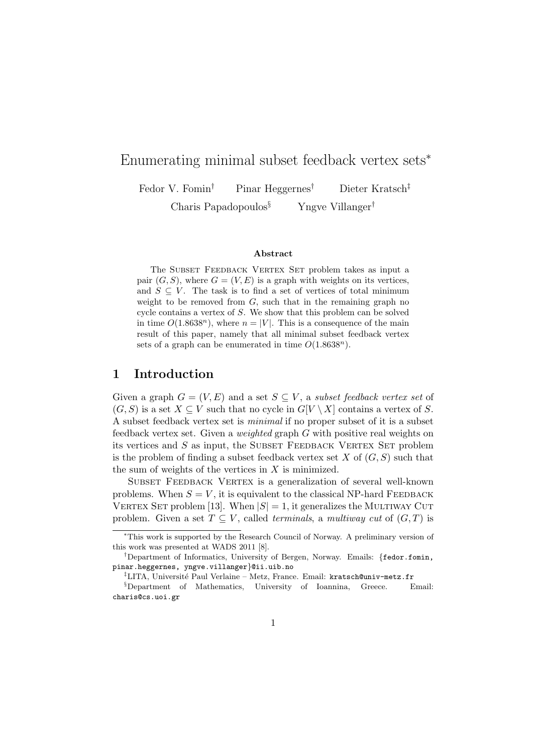# Enumerating minimal subset feedback vertex sets[*]

Fedor V. Fomin[†] Pinar Heggernes[†] Dieter Kratsch[‡]
Charis Papadopoulos[§] Yngve Villanger[†]

### Abstract

The Subset Feedback Vertex Set problem takes as input a pair $(G, S)$, where $G = (V, E)$ is a graph with weights on its vertices, and $S \subseteq V$. The task is to find a set of vertices of total minimum weight to be removed from $G$, such that in the remaining graph no cycle contains a vertex of $S$. We show that this problem can be solved in time $O(1.8638^n)$, where $n = |V|$. This is a consequence of the main result of this paper, namely that all minimal subset feedback vertex sets of a graph can be enumerated in time $O(1.8638^n)$.

## 1 Introduction

Given a graph $G = (V, E)$ and a set $S \subseteq V$, a *subset feedback vertex set* of $(G, S)$ is a set $X \subseteq V$ such that no cycle in $G[V \setminus X]$ contains a vertex of $S$. A subset feedback vertex set is *minimal* if no proper subset of it is a subset feedback vertex set. Given a *weighted* graph $G$ with positive real weights on its vertices and $S$ as input, the Subset Feedback Vertex Set problem is the problem of finding a subset feedback vertex set $X$ of $(G, S)$ such that the sum of weights of the vertices in $X$ is minimized.

Subset Feedback Vertex is a generalization of several well-known problems. When $S = V$, it is equivalent to the classical NP-hard Feedback Vertex Set problem [13]. When $|S| = 1$, it generalizes the Multiway Cut problem. Given a set $T \subseteq V$, called *terminals*, a *multiway cut* of $(G, T)$ is

---

[*]This work is supported by the Research Council of Norway. A preliminary version of this work was presented at WADS 2011 [8].

[†]Department of Informatics, University of Bergen, Norway. Emails: {fedor.fomin, pinar.heggernes, yngve.villanger}@ii.uib.no

[‡]LITA, Université Paul Verlaine – Metz, France. Email: kratsch@univ-metz.fr

[§]Department of Mathematics, University of Ioannina, Greece. Email: charis@cs.uoi.gr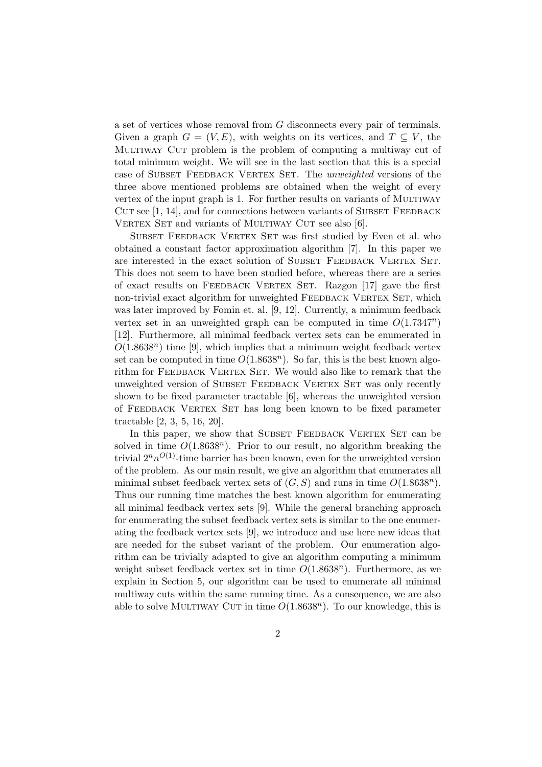a set of vertices whose removal from $G$ disconnects every pair of terminals. Given a graph $G = (V, E)$, with weights on its vertices, and $T \subseteq V$, the Multiway Cut problem is the problem of computing a multiway cut of total minimum weight. We will see in the last section that this is a special case of Subset Feedback Vertex Set. The *unweighted* versions of the three above mentioned problems are obtained when the weight of every vertex of the input graph is 1. For further results on variants of Multiway Cut see [1, 14], and for connections between variants of Subset Feedback Vertex Set and variants of Multiway Cut see also [6].

Subset Feedback Vertex Set was first studied by Even et al. who obtained a constant factor approximation algorithm [7]. In this paper we are interested in the exact solution of Subset Feedback Vertex Set. This does not seem to have been studied before, whereas there are a series of exact results on Feedback Vertex Set. Razgon [17] gave the first non-trivial exact algorithm for unweighted Feedback Vertex Set, which was later improved by Fomin et. al. [9, 12]. Currently, a minimum feedback vertex set in an unweighted graph can be computed in time $O(1.7347^n)$ [12]. Furthermore, all minimal feedback vertex sets can be enumerated in $O(1.8638^n)$ time [9], which implies that a minimum weight feedback vertex set can be computed in time $O(1.8638^n)$. So far, this is the best known algorithm for Feedback Vertex Set. We would also like to remark that the unweighted version of Subset Feedback Vertex Set was only recently shown to be fixed parameter tractable [6], whereas the unweighted version of Feedback Vertex Set has long been known to be fixed parameter tractable [2, 3, 5, 16, 20].

In this paper, we show that Subset Feedback Vertex Set can be solved in time $O(1.8638^n)$. Prior to our result, no algorithm breaking the trivial $2^n n^{O(1)}$-time barrier has been known, even for the unweighted version of the problem. As our main result, we give an algorithm that enumerates all minimal subset feedback vertex sets of $(G, S)$ and runs in time $O(1.8638^n)$. Thus our running time matches the best known algorithm for enumerating all minimal feedback vertex sets [9]. While the general branching approach for enumerating the subset feedback vertex sets is similar to the one enumerating the feedback vertex sets [9], we introduce and use here new ideas that are needed for the subset variant of the problem. Our enumeration algorithm can be trivially adapted to give an algorithm computing a minimum weight subset feedback vertex set in time $O(1.8638^n)$. Furthermore, as we explain in Section 5, our algorithm can be used to enumerate all minimal multiway cuts within the same running time. As a consequence, we are also able to solve Multiway Cut in time $O(1.8638^n)$. To our knowledge, this is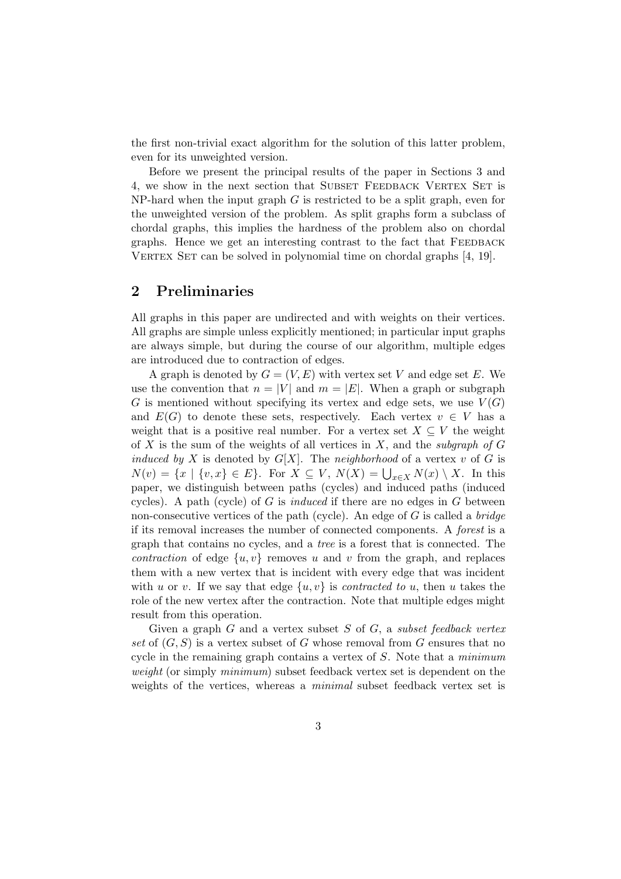the first non-trivial exact algorithm for the solution of this latter problem, even for its unweighted version.

Before we present the principal results of the paper in Sections 3 and 4, we show in the next section that Subset Feedback Vertex Set is NP-hard when the input graph $G$ is restricted to be a split graph, even for the unweighted version of the problem. As split graphs form a subclass of chordal graphs, this implies the hardness of the problem also on chordal graphs. Hence we get an interesting contrast to the fact that Feedback Vertex Set can be solved in polynomial time on chordal graphs [4, 19].

## 2 Preliminaries

All graphs in this paper are undirected and with weights on their vertices. All graphs are simple unless explicitly mentioned; in particular input graphs are always simple, but during the course of our algorithm, multiple edges are introduced due to contraction of edges.

A graph is denoted by $G = (V, E)$ with vertex set $V$ and edge set $E$. We use the convention that $n = |V|$ and $m = |E|$. When a graph or subgraph $G$ is mentioned without specifying its vertex and edge sets, we use $V(G)$ and $E(G)$ to denote these sets, respectively. Each vertex $v \in V$ has a weight that is a positive real number. For a vertex set $X \subseteq V$ the weight of $X$ is the sum of the weights of all vertices in $X$, and the *subgraph of $G$ induced by $X$* is denoted by $G[X]$. The *neighborhood* of a vertex $v$ of $G$ is $N(v) = \{x \mid \{v, x\} \in E\}$. For $X \subseteq V$, $N(X) = \bigcup_{x \in X} N(x) \setminus X$. In this paper, we distinguish between paths (cycles) and induced paths (induced cycles). A path (cycle) of $G$ is *induced* if there are no edges in $G$ between non-consecutive vertices of the path (cycle). An edge of $G$ is called a *bridge* if its removal increases the number of connected components. A *forest* is a graph that contains no cycles, and a *tree* is a forest that is connected. The *contraction* of edge $\{u, v\}$ removes $u$ and $v$ from the graph, and replaces them with a new vertex that is incident with every edge that was incident with $u$ or $v$. If we say that edge $\{u, v\}$ is *contracted to* $u$, then $u$ takes the role of the new vertex after the contraction. Note that multiple edges might result from this operation.

Given a graph $G$ and a vertex subset $S$ of $G$, a *subset feedback vertex set* of $(G, S)$ is a vertex subset of $G$ whose removal from $G$ ensures that no cycle in the remaining graph contains a vertex of $S$. Note that a *minimum weight* (or simply *minimum*) subset feedback vertex set is dependent on the weights of the vertices, whereas a *minimal* subset feedback vertex set is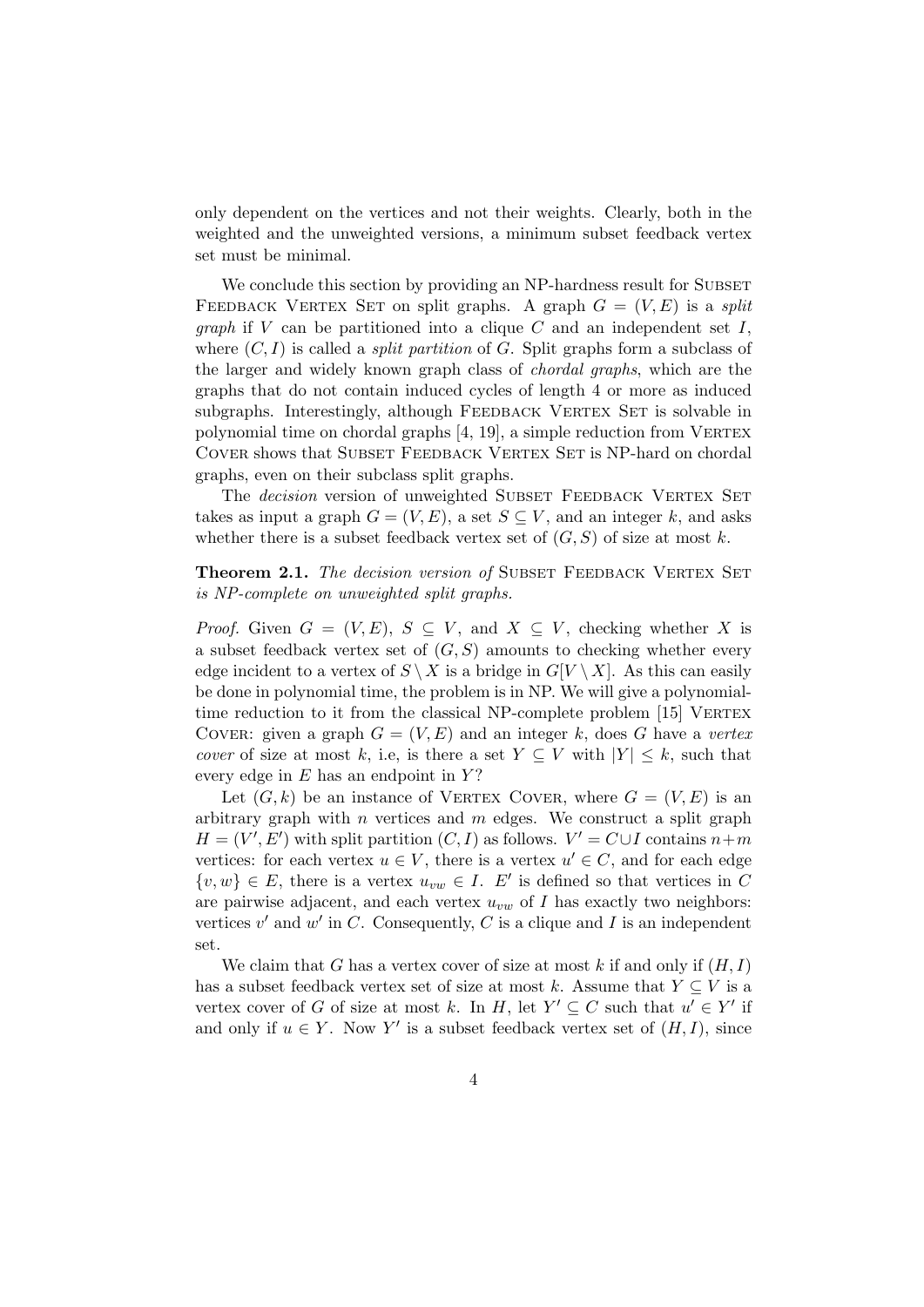only dependent on the vertices and not their weights. Clearly, both in the weighted and the unweighted versions, a minimum subset feedback vertex set must be minimal.

We conclude this section by providing an NP-hardness result for Subset Feedback Vertex Set on split graphs. A graph $G = (V, E)$ is a *split graph* if $V$ can be partitioned into a clique $C$ and an independent set $I$, where $(C, I)$ is called a *split partition* of $G$. Split graphs form a subclass of the larger and widely known graph class of *chordal graphs*, which are the graphs that do not contain induced cycles of length 4 or more as induced subgraphs. Interestingly, although Feedback Vertex Set is solvable in polynomial time on chordal graphs [4, 19], a simple reduction from Vertex Cover shows that Subset Feedback Vertex Set is NP-hard on chordal graphs, even on their subclass split graphs.

The *decision* version of unweighted Subset Feedback Vertex Set takes as input a graph $G = (V, E)$, a set $S \subseteq V$, and an integer $k$, and asks whether there is a subset feedback vertex set of $(G, S)$ of size at most $k$.

**Theorem 2.1.** *The decision version of* Subset Feedback Vertex Set *is NP-complete on unweighted split graphs.*

*Proof.* Given $G = (V, E)$, $S \subseteq V$, and $X \subseteq V$, checking whether $X$ is a subset feedback vertex set of $(G, S)$ amounts to checking whether every edge incident to a vertex of $S \setminus X$ is a bridge in $G[V \setminus X]$. As this can easily be done in polynomial time, the problem is in NP. We will give a polynomial-time reduction to it from the classical NP-complete problem [15] Vertex Cover: given a graph $G = (V, E)$ and an integer $k$, does $G$ have a *vertex cover* of size at most $k$, i.e, is there a set $Y \subseteq V$ with $|Y| \leq k$, such that every edge in $E$ has an endpoint in $Y$?

Let $(G, k)$ be an instance of Vertex Cover, where $G = (V, E)$ is an arbitrary graph with $n$ vertices and $m$ edges. We construct a split graph $H = (V', E')$ with split partition $(C, I)$ as follows. $V' = C \cup I$ contains $n+m$ vertices: for each vertex $u \in V$, there is a vertex $u' \in C$, and for each edge $\{v, w\} \in E$, there is a vertex $u_{vw} \in I$. $E'$ is defined so that vertices in $C$ are pairwise adjacent, and each vertex $u_{vw}$ of $I$ has exactly two neighbors: vertices $v'$ and $w'$ in $C$. Consequently, $C$ is a clique and $I$ is an independent set.

We claim that $G$ has a vertex cover of size at most $k$ if and only if $(H, I)$ has a subset feedback vertex set of size at most $k$. Assume that $Y \subseteq V$ is a vertex cover of $G$ of size at most $k$. In $H$, let $Y' \subseteq C$ such that $u' \in Y'$ if and only if $u \in Y$. Now $Y'$ is a subset feedback vertex set of $(H, I)$, since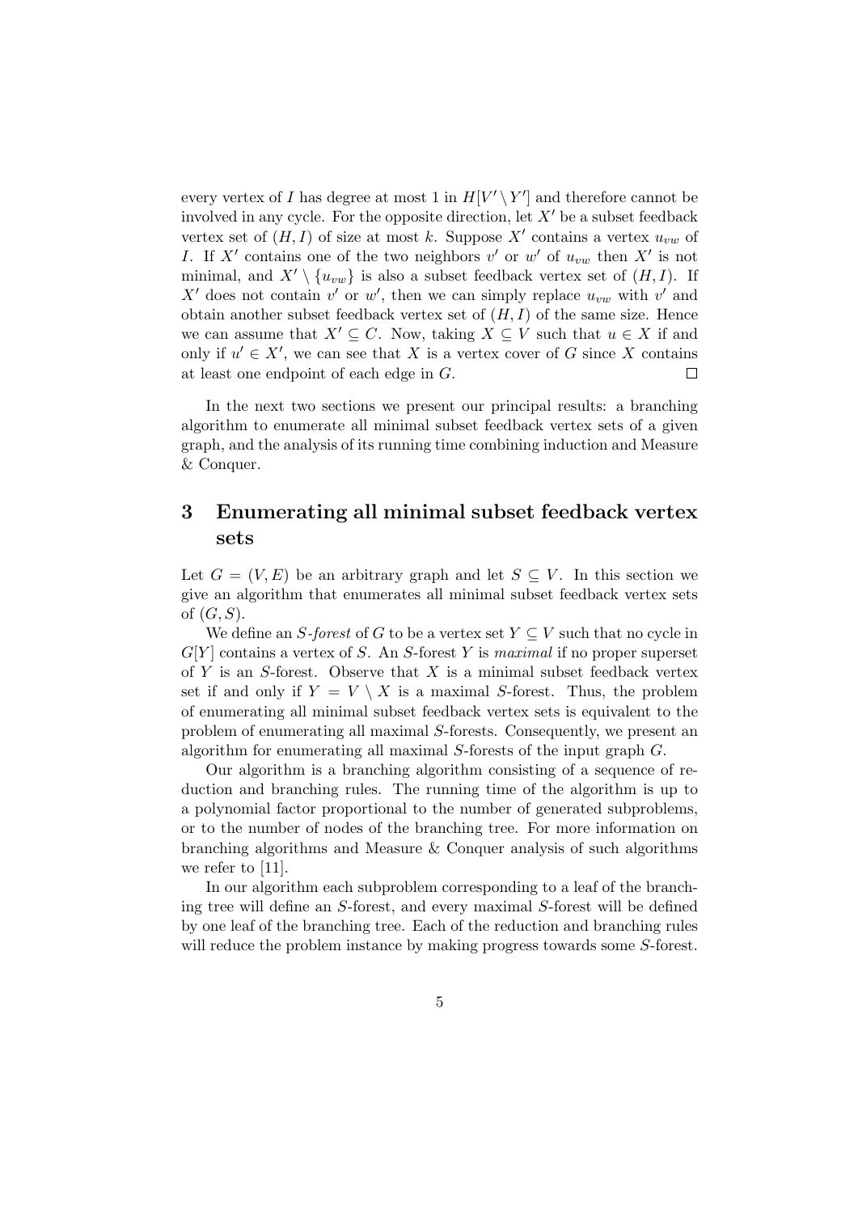every vertex of $I$ has degree at most 1 in $H[V' \setminus Y']$ and therefore cannot be involved in any cycle. For the opposite direction, let $X'$ be a subset feedback vertex set of $(H, I)$ of size at most $k$. Suppose $X'$ contains a vertex $u_{vw}$ of $I$. If $X'$ contains one of the two neighbors $v'$ or $w'$ of $u_{vw}$ then $X'$ is not minimal, and $X' \setminus \{u_{vw}\}$ is also a subset feedback vertex set of $(H, I)$. If $X'$ does not contain $v'$ or $w'$, then we can simply replace $u_{vw}$ with $v'$ and obtain another subset feedback vertex set of $(H, I)$ of the same size. Hence we can assume that $X' \subseteq C$. Now, taking $X \subseteq V$ such that $u \in X$ if and only if $u' \in X'$, we can see that $X$ is a vertex cover of $G$ since $X$ contains at least one endpoint of each edge in $G$. □

In the next two sections we present our principal results: a branching algorithm to enumerate all minimal subset feedback vertex sets of a given graph, and the analysis of its running time combining induction and Measure & Conquer.

## 3 Enumerating all minimal subset feedback vertex sets

Let $G = (V, E)$ be an arbitrary graph and let $S \subseteq V$. In this section we give an algorithm that enumerates all minimal subset feedback vertex sets of $(G, S)$.

We define an *$S$-forest* of $G$ to be a vertex set $Y \subseteq V$ such that no cycle in $G[Y]$ contains a vertex of $S$. An $S$-forest $Y$ is *maximal* if no proper superset of $Y$ is an $S$-forest. Observe that $X$ is a minimal subset feedback vertex set if and only if $Y = V \setminus X$ is a maximal $S$-forest. Thus, the problem of enumerating all minimal subset feedback vertex sets is equivalent to the problem of enumerating all maximal $S$-forests. Consequently, we present an algorithm for enumerating all maximal $S$-forests of the input graph $G$.

Our algorithm is a branching algorithm consisting of a sequence of reduction and branching rules. The running time of the algorithm is up to a polynomial factor proportional to the number of generated subproblems, or to the number of nodes of the branching tree. For more information on branching algorithms and Measure & Conquer analysis of such algorithms we refer to [11].

In our algorithm each subproblem corresponding to a leaf of the branching tree will define an $S$-forest, and every maximal $S$-forest will be defined by one leaf of the branching tree. Each of the reduction and branching rules will reduce the problem instance by making progress towards some $S$-forest.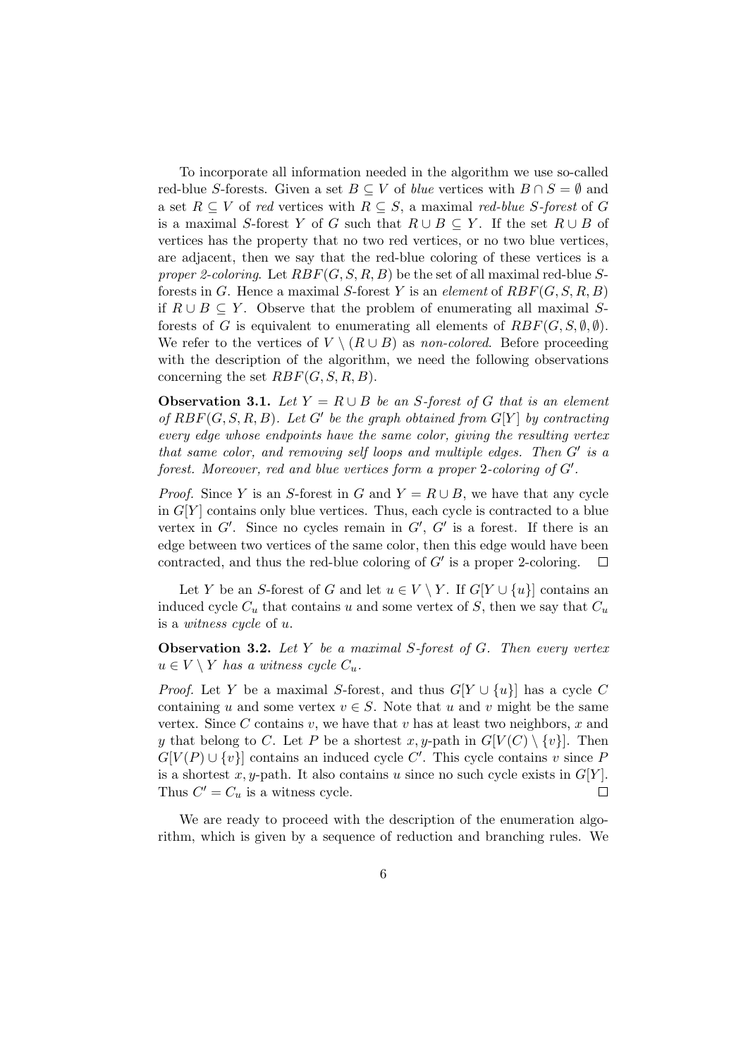To incorporate all information needed in the algorithm we use so-called red-blue $S$-forests. Given a set $B \subseteq V$ of *blue* vertices with $B \cap S = \emptyset$ and a set $R \subseteq V$ of *red* vertices with $R \subseteq S$, a maximal *red-blue $S$-forest* of $G$ is a maximal $S$-forest $Y$ of $G$ such that $R \cup B \subseteq Y$. If the set $R \cup B$ of vertices has the property that no two red vertices, or no two blue vertices, are adjacent, then we say that the red-blue coloring of these vertices is a *proper 2-coloring*. Let $RBF(G, S, R, B)$ be the set of all maximal red-blue $S$-forests in $G$. Hence a maximal $S$-forest $Y$ is an *element* of $RBF(G, S, R, B)$ if $R \cup B \subseteq Y$. Observe that the problem of enumerating all maximal $S$-forests of $G$ is equivalent to enumerating all elements of $RBF(G, S, \emptyset, \emptyset)$. We refer to the vertices of $V \setminus (R \cup B)$ as *non-colored*. Before proceeding with the description of the algorithm, we need the following observations concerning the set $RBF(G, S, R, B)$.

**Observation 3.1.** *Let $Y = R \cup B$ be an $S$-forest of $G$ that is an element of $RBF(G, S, R, B)$. Let $G'$ be the graph obtained from $G[Y]$ by contracting every edge whose endpoints have the same color, giving the resulting vertex that same color, and removing self loops and multiple edges. Then $G'$ is a forest. Moreover, red and blue vertices form a proper 2-coloring of $G'$.*

*Proof.* Since $Y$ is an $S$-forest in $G$ and $Y = R \cup B$, we have that any cycle in $G[Y]$ contains only blue vertices. Thus, each cycle is contracted to a blue vertex in $G'$. Since no cycles remain in $G'$, $G'$ is a forest. If there is an edge between two vertices of the same color, then this edge would have been contracted, and thus the red-blue coloring of $G'$ is a proper 2-coloring. $\square$

Let $Y$ be an $S$-forest of $G$ and let $u \in V \setminus Y$. If $G[Y \cup \{u\}]$ contains an induced cycle $C_u$ that contains $u$ and some vertex of $S$, then we say that $C_u$ is a *witness cycle* of $u$.

**Observation 3.2.** *Let $Y$ be a maximal $S$-forest of $G$. Then every vertex $u \in V \setminus Y$ has a witness cycle $C_u$.*

*Proof.* Let $Y$ be a maximal $S$-forest, and thus $G[Y \cup \{u\}]$ has a cycle $C$ containing $u$ and some vertex $v \in S$. Note that $u$ and $v$ might be the same vertex. Since $C$ contains $v$, we have that $v$ has at least two neighbors, $x$ and $y$ that belong to $C$. Let $P$ be a shortest $x, y$-path in $G[V(C) \setminus \{v\}]$. Then $G[V(P) \cup \{v\}]$ contains an induced cycle $C'$. This cycle contains $v$ since $P$ is a shortest $x, y$-path. It also contains $u$ since no such cycle exists in $G[Y]$. Thus $C' = C_u$ is a witness cycle. $\square$

We are ready to proceed with the description of the enumeration algorithm, which is given by a sequence of reduction and branching rules. We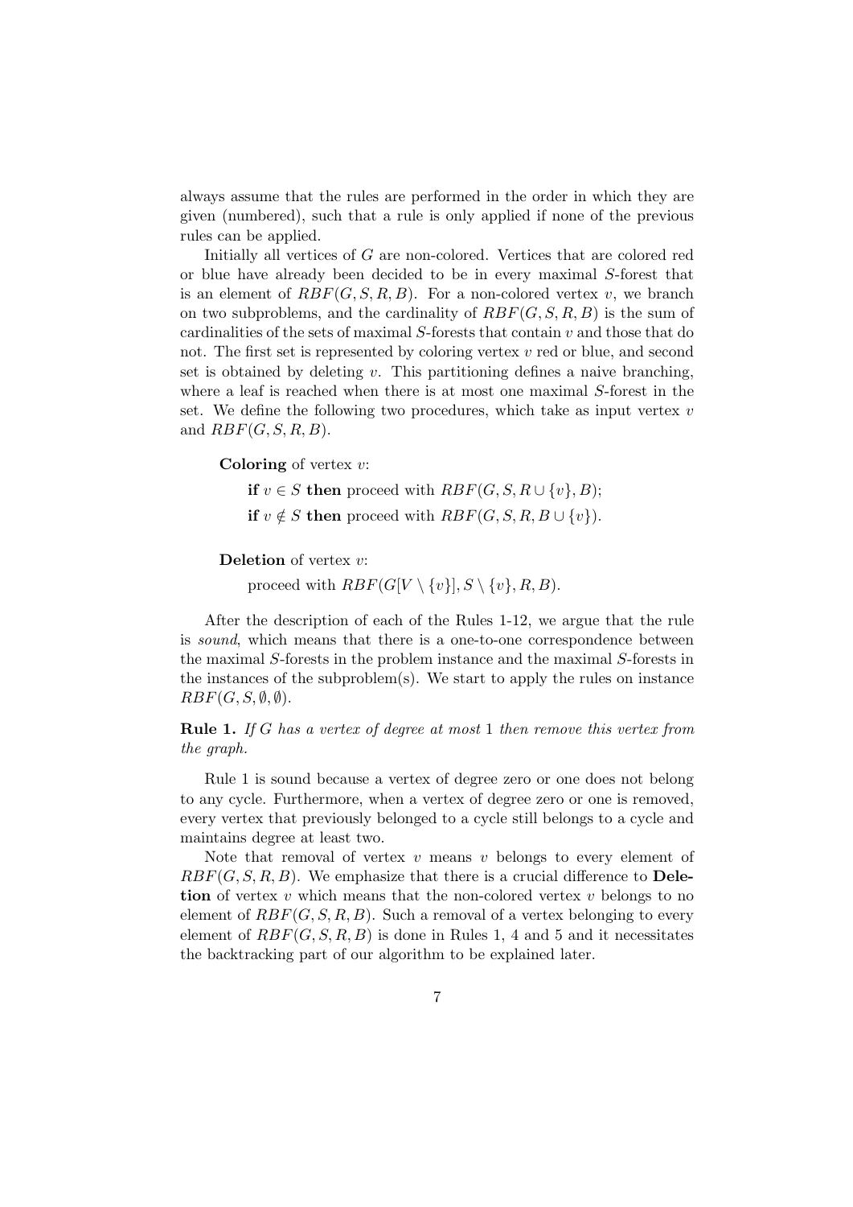always assume that the rules are performed in the order in which they are given (numbered), such that a rule is only applied if none of the previous rules can be applied.

Initially all vertices of $G$ are non-colored. Vertices that are colored red or blue have already been decided to be in every maximal $S$-forest that is an element of $RBF(G, S, R, B)$. For a non-colored vertex $v$, we branch on two subproblems, and the cardinality of $RBF(G, S, R, B)$ is the sum of cardinalities of the sets of maximal $S$-forests that contain $v$ and those that do not. The first set is represented by coloring vertex $v$ red or blue, and second set is obtained by deleting $v$. This partitioning defines a naive branching, where a leaf is reached when there is at most one maximal $S$-forest in the set. We define the following two procedures, which take as input vertex $v$ and $RBF(G, S, R, B)$.

**Coloring** of vertex $v$:

**if** $v \in S$ **then** proceed with $RBF(G, S, R \cup \{v\}, B)$;

**if** $v \notin S$ **then** proceed with $RBF(G, S, R, B \cup \{v\})$.

**Deletion** of vertex $v$:

proceed with $RBF(G[V \setminus \{v\}], S \setminus \{v\}, R, B)$.

After the description of each of the Rules 1-12, we argue that the rule is *sound*, which means that there is a one-to-one correspondence between the maximal $S$-forests in the problem instance and the maximal $S$-forests in the instances of the subproblem(s). We start to apply the rules on instance $RBF(G, S, \emptyset, \emptyset)$.

**Rule 1.** *If $G$ has a vertex of degree at most 1 then remove this vertex from the graph.*

Rule 1 is sound because a vertex of degree zero or one does not belong to any cycle. Furthermore, when a vertex of degree zero or one is removed, every vertex that previously belonged to a cycle still belongs to a cycle and maintains degree at least two.

Note that removal of vertex $v$ means $v$ belongs to every element of $RBF(G, S, R, B)$. We emphasize that there is a crucial difference to **Deletion** of vertex $v$ which means that the non-colored vertex $v$ belongs to no element of $RBF(G, S, R, B)$. Such a removal of a vertex belonging to every element of $RBF(G, S, R, B)$ is done in Rules 1, 4 and 5 and it necessitates the backtracking part of our algorithm to be explained later.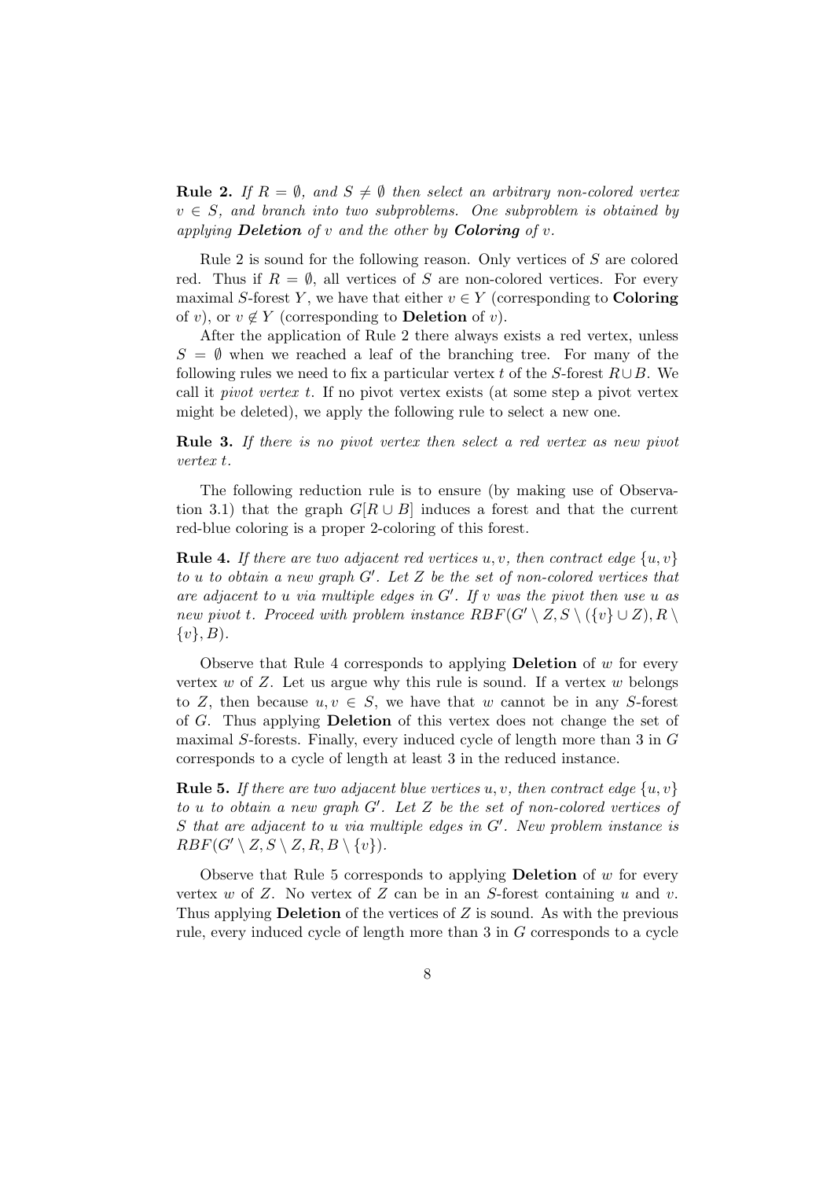**Rule 2.** *If $R = \emptyset$, and $S \neq \emptyset$ then select an arbitrary non-colored vertex $v \in S$, and branch into two subproblems. One subproblem is obtained by applying* ***Deletion*** *of $v$ and the other by* ***Coloring*** *of $v$.*

Rule 2 is sound for the following reason. Only vertices of $S$ are colored red. Thus if $R = \emptyset$, all vertices of $S$ are non-colored vertices. For every maximal $S$-forest $Y$, we have that either $v \in Y$ (corresponding to **Coloring** of $v$), or $v \notin Y$ (corresponding to **Deletion** of $v$).

After the application of Rule 2 there always exists a red vertex, unless $S = \emptyset$ when we reached a leaf of the branching tree. For many of the following rules we need to fix a particular vertex $t$ of the $S$-forest $R \cup B$. We call it *pivot vertex* $t$. If no pivot vertex exists (at some step a pivot vertex might be deleted), we apply the following rule to select a new one.

**Rule 3.** *If there is no pivot vertex then select a red vertex as new pivot vertex $t$.*

The following reduction rule is to ensure (by making use of Observation 3.1) that the graph $G[R \cup B]$ induces a forest and that the current red-blue coloring is a proper 2-coloring of this forest.

**Rule 4.** *If there are two adjacent red vertices $u, v$, then contract edge $\{u, v\}$ to $u$ to obtain a new graph $G'$. Let $Z$ be the set of non-colored vertices that are adjacent to $u$ via multiple edges in $G'$. If $v$ was the pivot then use $u$ as new pivot $t$. Proceed with problem instance $RBF(G' \setminus Z, S \setminus (\{v\} \cup Z), R \setminus \{v\}, B)$.*

Observe that Rule 4 corresponds to applying **Deletion** of $w$ for every vertex $w$ of $Z$. Let us argue why this rule is sound. If a vertex $w$ belongs to $Z$, then because $u, v \in S$, we have that $w$ cannot be in any $S$-forest of $G$. Thus applying **Deletion** of this vertex does not change the set of maximal $S$-forests. Finally, every induced cycle of length more than 3 in $G$ corresponds to a cycle of length at least 3 in the reduced instance.

**Rule 5.** *If there are two adjacent blue vertices $u, v$, then contract edge $\{u, v\}$ to $u$ to obtain a new graph $G'$. Let $Z$ be the set of non-colored vertices of $S$ that are adjacent to $u$ via multiple edges in $G'$. New problem instance is $RBF(G' \setminus Z, S \setminus Z, R, B \setminus \{v\})$.*

Observe that Rule 5 corresponds to applying **Deletion** of $w$ for every vertex $w$ of $Z$. No vertex of $Z$ can be in an $S$-forest containing $u$ and $v$. Thus applying **Deletion** of the vertices of $Z$ is sound. As with the previous rule, every induced cycle of length more than 3 in $G$ corresponds to a cycle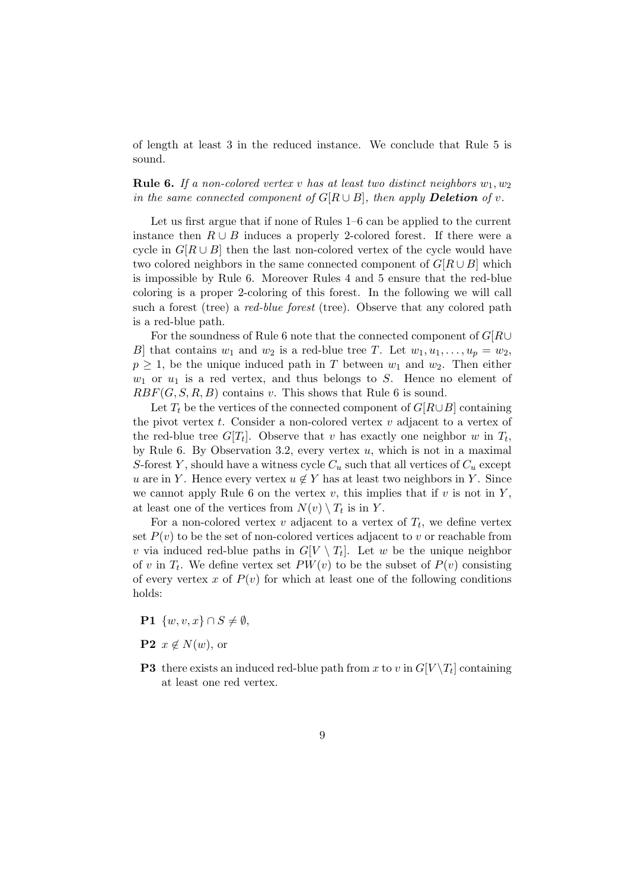of length at least 3 in the reduced instance. We conclude that Rule 5 is sound.

**Rule 6.** *If a non-colored vertex $v$ has at least two distinct neighbors $w_1, w_2$ in the same connected component of $G[R \cup B]$, then apply **Deletion** of $v$.*

Let us first argue that if none of Rules 1–6 can be applied to the current instance then $R \cup B$ induces a properly 2-colored forest. If there were a cycle in $G[R \cup B]$ then the last non-colored vertex of the cycle would have two colored neighbors in the same connected component of $G[R \cup B]$ which is impossible by Rule 6. Moreover Rules 4 and 5 ensure that the red-blue coloring is a proper 2-coloring of this forest. In the following we will call such a forest (tree) a *red-blue forest* (tree). Observe that any colored path is a red-blue path.

For the soundness of Rule 6 note that the connected component of $G[R \cup B]$ that contains $w_1$ and $w_2$ is a red-blue tree $T$. Let $w_1, u_1, \ldots, u_p = w_2$, $p \geq 1$, be the unique induced path in $T$ between $w_1$ and $w_2$. Then either $w_1$ or $u_1$ is a red vertex, and thus belongs to $S$. Hence no element of $RBF(G, S, R, B)$ contains $v$. This shows that Rule 6 is sound.

Let $T_t$ be the vertices of the connected component of $G[R \cup B]$ containing the pivot vertex $t$. Consider a non-colored vertex $v$ adjacent to a vertex of the red-blue tree $G[T_t]$. Observe that $v$ has exactly one neighbor $w$ in $T_t$, by Rule 6. By Observation 3.2, every vertex $u$, which is not in a maximal $S$-forest $Y$, should have a witness cycle $C_u$ such that all vertices of $C_u$ except $u$ are in $Y$. Hence every vertex $u \notin Y$ has at least two neighbors in $Y$. Since we cannot apply Rule 6 on the vertex $v$, this implies that if $v$ is not in $Y$, at least one of the vertices from $N(v) \setminus T_t$ is in $Y$.

For a non-colored vertex $v$ adjacent to a vertex of $T_t$, we define vertex set $P(v)$ to be the set of non-colored vertices adjacent to $v$ or reachable from $v$ via induced red-blue paths in $G[V \setminus T_t]$. Let $w$ be the unique neighbor of $v$ in $T_t$. We define vertex set $PW(v)$ to be the subset of $P(v)$ consisting of every vertex $x$ of $P(v)$ for which at least one of the following conditions holds:

- **P1** $\{w, v, x\} \cap S \neq \emptyset$,
- **P2** $x \notin N(w)$, or
- **P3** there exists an induced red-blue path from $x$ to $v$ in $G[V \setminus T_t]$ containing at least one red vertex.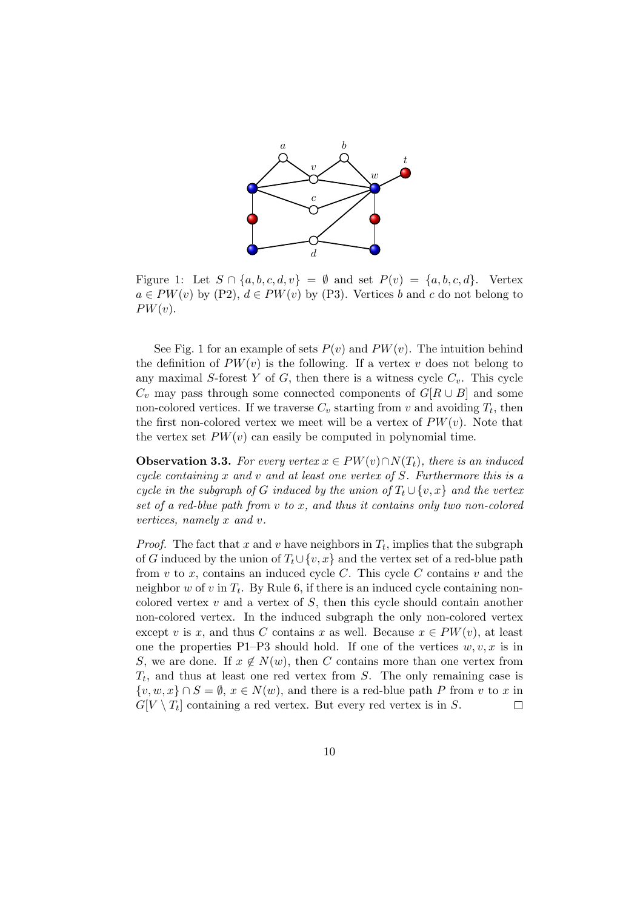Figure 1: Let $S \cap \{a, b, c, d, v\} = \emptyset$ and set $P(v) = \{a, b, c, d\}$. Vertex $a \in PW(v)$ by (P2), $d \in PW(v)$ by (P3). Vertices $b$ and $c$ do not belong to $PW(v)$.

See Fig. 1 for an example of sets $P(v)$ and $PW(v)$. The intuition behind the definition of $PW(v)$ is the following. If a vertex $v$ does not belong to any maximal $S$-forest $Y$ of $G$, then there is a witness cycle $C_v$. This cycle $C_v$ may pass through some connected components of $G[R \cup B]$ and some non-colored vertices. If we traverse $C_v$ starting from $v$ and avoiding $T_t$, then the first non-colored vertex we meet will be a vertex of $PW(v)$. Note that the vertex set $PW(v)$ can easily be computed in polynomial time.

**Observation 3.3.** *For every vertex $x \in PW(v) \cap N(T_t)$, there is an induced cycle containing $x$ and $v$ and at least one vertex of $S$. Furthermore this is a cycle in the subgraph of $G$ induced by the union of $T_t \cup \{v, x\}$ and the vertex set of a red-blue path from $v$ to $x$, and thus it contains only two non-colored vertices, namely $x$ and $v$.*

*Proof.* The fact that $x$ and $v$ have neighbors in $T_t$, implies that the subgraph of $G$ induced by the union of $T_t \cup \{v, x\}$ and the vertex set of a red-blue path from $v$ to $x$, contains an induced cycle $C$. This cycle $C$ contains $v$ and the neighbor $w$ of $v$ in $T_t$. By Rule 6, if there is an induced cycle containing non-colored vertex $v$ and a vertex of $S$, then this cycle should contain another non-colored vertex. In the induced subgraph the only non-colored vertex except $v$ is $x$, and thus $C$ contains $x$ as well. Because $x \in PW(v)$, at least one the properties P1–P3 should hold. If one of the vertices $w, v, x$ is in $S$, we are done. If $x \notin N(w)$, then $C$ contains more than one vertex from $T_t$, and thus at least one red vertex from $S$. The only remaining case is $\{v, w, x\} \cap S = \emptyset$, $x \in N(w)$, and there is a red-blue path $P$ from $v$ to $x$ in $G[V \setminus T_t]$ containing a red vertex. But every red vertex is in $S$. $\square$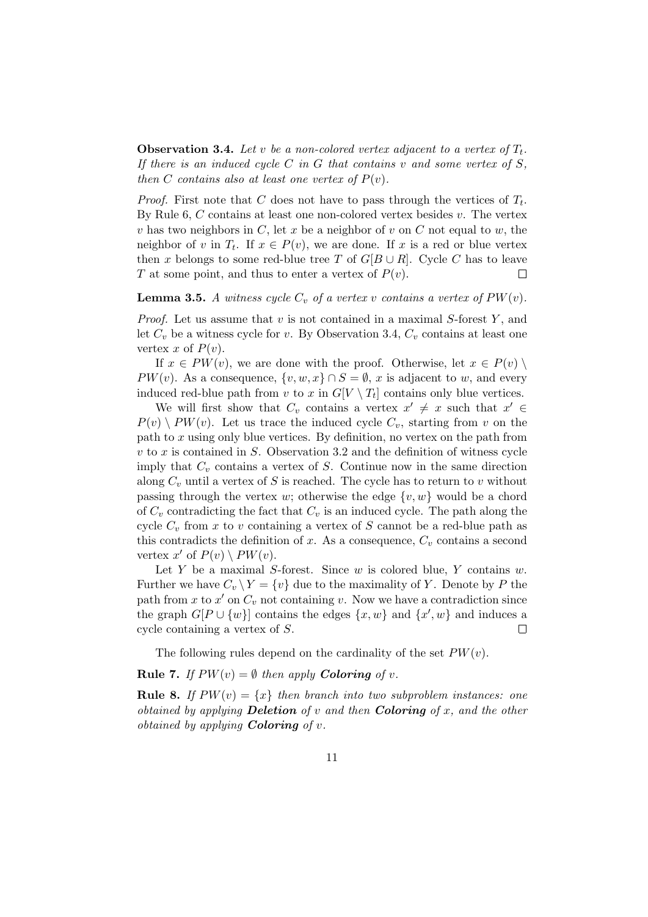**Observation 3.4.** *Let $v$ be a non-colored vertex adjacent to a vertex of $T_t$. If there is an induced cycle $C$ in $G$ that contains $v$ and some vertex of $S$, then $C$ contains also at least one vertex of $P(v)$.*

*Proof.* First note that $C$ does not have to pass through the vertices of $T_t$. By Rule 6, $C$ contains at least one non-colored vertex besides $v$. The vertex $v$ has two neighbors in $C$, let $x$ be a neighbor of $v$ on $C$ not equal to $w$, the neighbor of $v$ in $T_t$. If $x \in P(v)$, we are done. If $x$ is a red or blue vertex then $x$ belongs to some red-blue tree $T$ of $G[B \cup R]$. Cycle $C$ has to leave $T$ at some point, and thus to enter a vertex of $P(v)$. $\square$

**Lemma 3.5.** *A witness cycle $C_v$ of a vertex $v$ contains a vertex of $PW(v)$.*

*Proof.* Let us assume that $v$ is not contained in a maximal $S$-forest $Y$, and let $C_v$ be a witness cycle for $v$. By Observation 3.4, $C_v$ contains at least one vertex $x$ of $P(v)$.

If $x \in PW(v)$, we are done with the proof. Otherwise, let $x \in P(v) \setminus PW(v)$. As a consequence, $\{v, w, x\} \cap S = \emptyset$, $x$ is adjacent to $w$, and every induced red-blue path from $v$ to $x$ in $G[V \setminus T_t]$ contains only blue vertices.

We will first show that $C_v$ contains a vertex $x' \neq x$ such that $x' \in P(v) \setminus PW(v)$. Let us trace the induced cycle $C_v$, starting from $v$ on the path to $x$ using only blue vertices. By definition, no vertex on the path from $v$ to $x$ is contained in $S$. Observation 3.2 and the definition of witness cycle imply that $C_v$ contains a vertex of $S$. Continue now in the same direction along $C_v$ until a vertex of $S$ is reached. The cycle has to return to $v$ without passing through the vertex $w$; otherwise the edge $\{v, w\}$ would be a chord of $C_v$ contradicting the fact that $C_v$ is an induced cycle. The path along the cycle $C_v$ from $x$ to $v$ containing a vertex of $S$ cannot be a red-blue path as this contradicts the definition of $x$. As a consequence, $C_v$ contains a second vertex $x'$ of $P(v) \setminus PW(v)$.

Let $Y$ be a maximal $S$-forest. Since $w$ is colored blue, $Y$ contains $w$. Further we have $C_v \setminus Y = \{v\}$ due to the maximality of $Y$. Denote by $P$ the path from $x$ to $x'$ on $C_v$ not containing $v$. Now we have a contradiction since the graph $G[P \cup \{w\}]$ contains the edges $\{x, w\}$ and $\{x', w\}$ and induces a cycle containing a vertex of $S$. $\square$

The following rules depend on the cardinality of the set $PW(v)$.

**Rule 7.** *If $PW(v) = \emptyset$ then apply **Coloring** of $v$.*

**Rule 8.** *If $PW(v) = \{x\}$ then branch into two subproblem instances: one obtained by applying **Deletion** of $v$ and then **Coloring** of $x$, and the other obtained by applying **Coloring** of $v$.*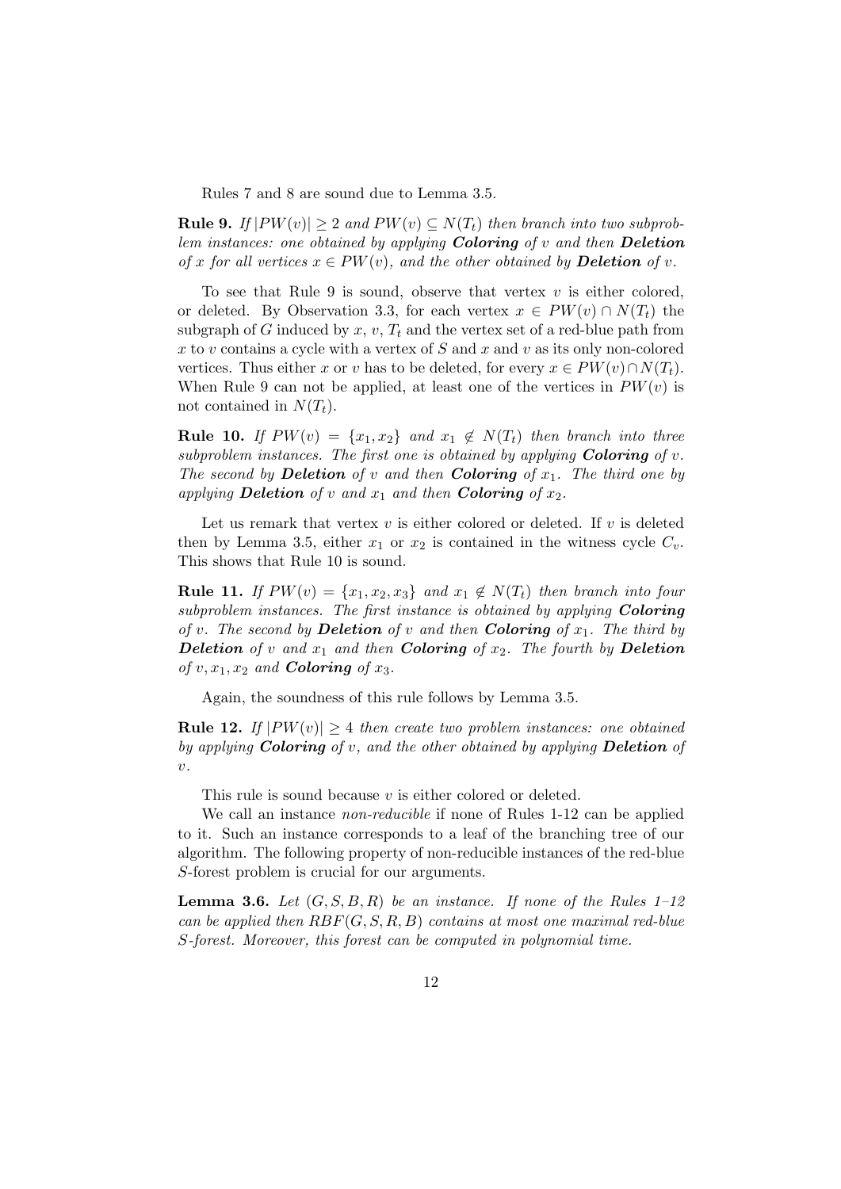Rules 7 and 8 are sound due to Lemma 3.5.

**Rule 9.** *If $|PW(v)| \geq 2$ and $PW(v) \subseteq N(T_t)$ then branch into two subproblem instances: one obtained by applying **Coloring** of $v$ and then **Deletion** of $x$ for all vertices $x \in PW(v)$, and the other obtained by **Deletion** of $v$.*

To see that Rule 9 is sound, observe that vertex $v$ is either colored, or deleted. By Observation 3.3, for each vertex $x \in PW(v) \cap N(T_t)$ the subgraph of $G$ induced by $x$, $v$, $T_t$ and the vertex set of a red-blue path from $x$ to $v$ contains a cycle with a vertex of $S$ and $x$ and $v$ as its only non-colored vertices. Thus either $x$ or $v$ has to be deleted, for every $x \in PW(v) \cap N(T_t)$. When Rule 9 can not be applied, at least one of the vertices in $PW(v)$ is not contained in $N(T_t)$.

**Rule 10.** *If $PW(v) = \{x_1, x_2\}$ and $x_1 \notin N(T_t)$ then branch into three subproblem instances. The first one is obtained by applying **Coloring** of $v$. The second by **Deletion** of $v$ and then **Coloring** of $x_1$. The third one by applying **Deletion** of $v$ and $x_1$ and then **Coloring** of $x_2$.*

Let us remark that vertex $v$ is either colored or deleted. If $v$ is deleted then by Lemma 3.5, either $x_1$ or $x_2$ is contained in the witness cycle $C_v$. This shows that Rule 10 is sound.

**Rule 11.** *If $PW(v) = \{x_1, x_2, x_3\}$ and $x_1 \notin N(T_t)$ then branch into four subproblem instances. The first instance is obtained by applying **Coloring** of $v$. The second by **Deletion** of $v$ and then **Coloring** of $x_1$. The third by **Deletion** of $v$ and $x_1$ and then **Coloring** of $x_2$. The fourth by **Deletion** of $v, x_1, x_2$ and **Coloring** of $x_3$.*

Again, the soundness of this rule follows by Lemma 3.5.

**Rule 12.** *If $|PW(v)| \geq 4$ then create two problem instances: one obtained by applying **Coloring** of $v$, and the other obtained by applying **Deletion** of $v$.*

This rule is sound because $v$ is either colored or deleted.

We call an instance *non-reducible* if none of Rules 1-12 can be applied to it. Such an instance corresponds to a leaf of the branching tree of our algorithm. The following property of non-reducible instances of the red-blue $S$-forest problem is crucial for our arguments.

**Lemma 3.6.** *Let $(G, S, B, R)$ be an instance. If none of the Rules 1–12 can be applied then $RBF(G, S, R, B)$ contains at most one maximal red-blue $S$-forest. Moreover, this forest can be computed in polynomial time.*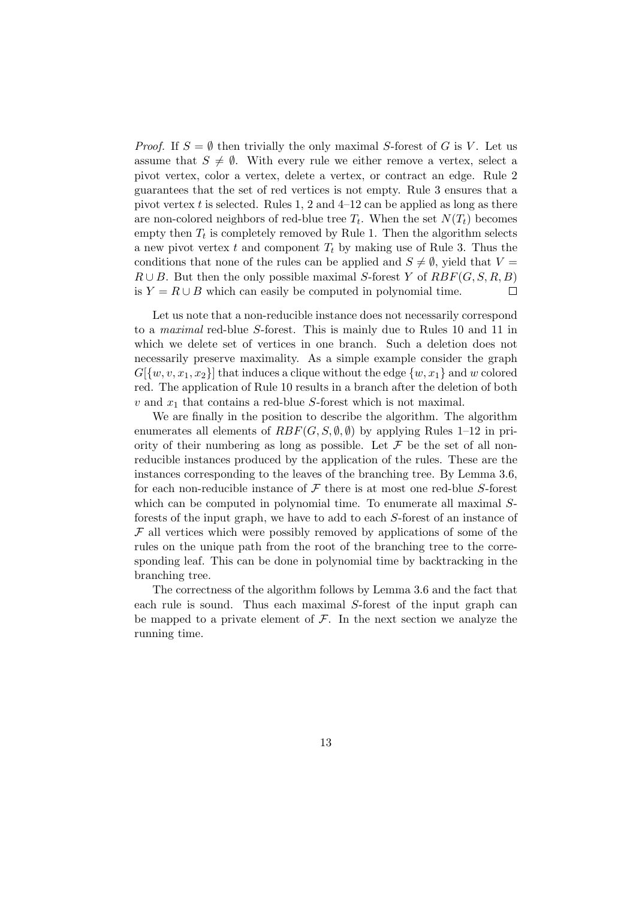*Proof.* If $S = \emptyset$ then trivially the only maximal $S$-forest of $G$ is $V$. Let us assume that $S \neq \emptyset$. With every rule we either remove a vertex, select a pivot vertex, color a vertex, delete a vertex, or contract an edge. Rule 2 guarantees that the set of red vertices is not empty. Rule 3 ensures that a pivot vertex $t$ is selected. Rules 1, 2 and 4–12 can be applied as long as there are non-colored neighbors of red-blue tree $T_t$. When the set $N(T_t)$ becomes empty then $T_t$ is completely removed by Rule 1. Then the algorithm selects a new pivot vertex $t$ and component $T_t$ by making use of Rule 3. Thus the conditions that none of the rules can be applied and $S \neq \emptyset$, yield that $V = R \cup B$. But then the only possible maximal $S$-forest $Y$ of $RBF(G, S, R, B)$ is $Y = R \cup B$ which can easily be computed in polynomial time. $\square$

Let us note that a non-reducible instance does not necessarily correspond to a *maximal* red-blue $S$-forest. This is mainly due to Rules 10 and 11 in which we delete set of vertices in one branch. Such a deletion does not necessarily preserve maximality. As a simple example consider the graph $G[\{w, v, x_1, x_2\}]$ that induces a clique without the edge $\{w, x_1\}$ and $w$ colored red. The application of Rule 10 results in a branch after the deletion of both $v$ and $x_1$ that contains a red-blue $S$-forest which is not maximal.

We are finally in the position to describe the algorithm. The algorithm enumerates all elements of $RBF(G, S, \emptyset, \emptyset)$ by applying Rules 1–12 in priority of their numbering as long as possible. Let $\mathcal{F}$ be the set of all non-reducible instances produced by the application of the rules. These are the instances corresponding to the leaves of the branching tree. By Lemma 3.6, for each non-reducible instance of $\mathcal{F}$ there is at most one red-blue $S$-forest which can be computed in polynomial time. To enumerate all maximal $S$-forests of the input graph, we have to add to each $S$-forest of an instance of $\mathcal{F}$ all vertices which were possibly removed by applications of some of the rules on the unique path from the root of the branching tree to the corresponding leaf. This can be done in polynomial time by backtracking in the branching tree.

The correctness of the algorithm follows by Lemma 3.6 and the fact that each rule is sound. Thus each maximal $S$-forest of the input graph can be mapped to a private element of $\mathcal{F}$. In the next section we analyze the running time.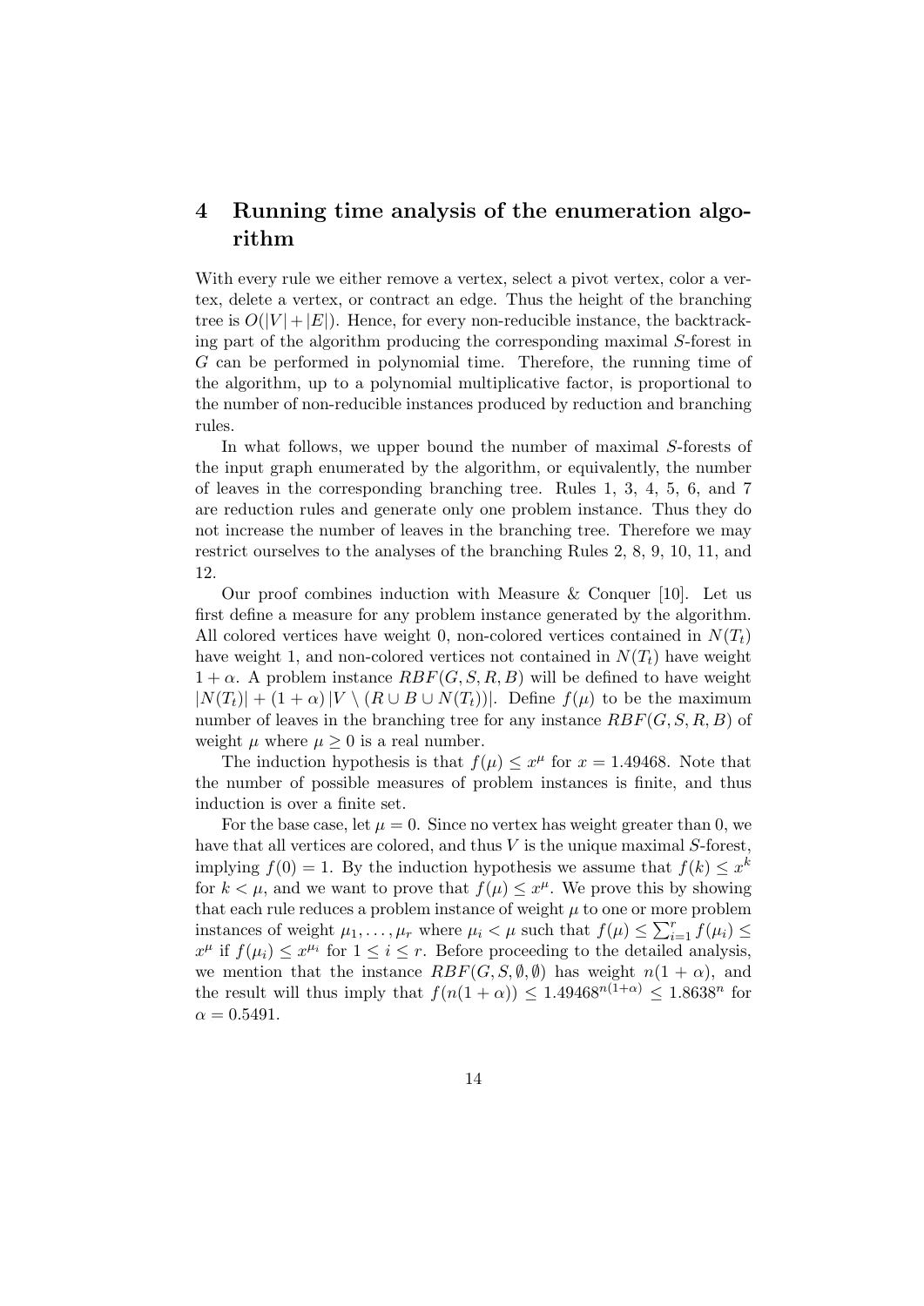## 4 Running time analysis of the enumeration algorithm

With every rule we either remove a vertex, select a pivot vertex, color a vertex, delete a vertex, or contract an edge. Thus the height of the branching tree is $O(|V| + |E|)$. Hence, for every non-reducible instance, the backtracking part of the algorithm producing the corresponding maximal $S$-forest in $G$ can be performed in polynomial time. Therefore, the running time of the algorithm, up to a polynomial multiplicative factor, is proportional to the number of non-reducible instances produced by reduction and branching rules.

In what follows, we upper bound the number of maximal $S$-forests of the input graph enumerated by the algorithm, or equivalently, the number of leaves in the corresponding branching tree. Rules 1, 3, 4, 5, 6, and 7 are reduction rules and generate only one problem instance. Thus they do not increase the number of leaves in the branching tree. Therefore we may restrict ourselves to the analyses of the branching Rules 2, 8, 9, 10, 11, and 12.

Our proof combines induction with Measure & Conquer [10]. Let us first define a measure for any problem instance generated by the algorithm. All colored vertices have weight 0, non-colored vertices contained in $N(T_t)$ have weight 1, and non-colored vertices not contained in $N(T_t)$ have weight $1 + \alpha$. A problem instance $RBF(G, S, R, B)$ will be defined to have weight $|N(T_t)| + (1 + \alpha)|V \setminus (R \cup B \cup N(T_t))|$. Define $f(\mu)$ to be the maximum number of leaves in the branching tree for any instance $RBF(G, S, R, B)$ of weight $\mu$ where $\mu \geq 0$ is a real number.

The induction hypothesis is that $f(\mu) \leq x^\mu$ for $x = 1.49468$. Note that the number of possible measures of problem instances is finite, and thus induction is over a finite set.

For the base case, let $\mu = 0$. Since no vertex has weight greater than 0, we have that all vertices are colored, and thus $V$ is the unique maximal $S$-forest, implying $f(0) = 1$. By the induction hypothesis we assume that $f(k) \leq x^k$ for $k < \mu$, and we want to prove that $f(\mu) \leq x^\mu$. We prove this by showing that each rule reduces a problem instance of weight $\mu$ to one or more problem instances of weight $\mu_1, \ldots, \mu_r$ where $\mu_i < \mu$ such that $f(\mu) \leq \sum_{i=1}^{r} f(\mu_i) \leq x^\mu$ if $f(\mu_i) \leq x^{\mu_i}$ for $1 \leq i \leq r$. Before proceeding to the detailed analysis, we mention that the instance $RBF(G, S, \emptyset, \emptyset)$ has weight $n(1 + \alpha)$, and the result will thus imply that $f(n(1 + \alpha)) \leq 1.49468^{n(1+\alpha)} \leq 1.8638^n$ for $\alpha = 0.5491$.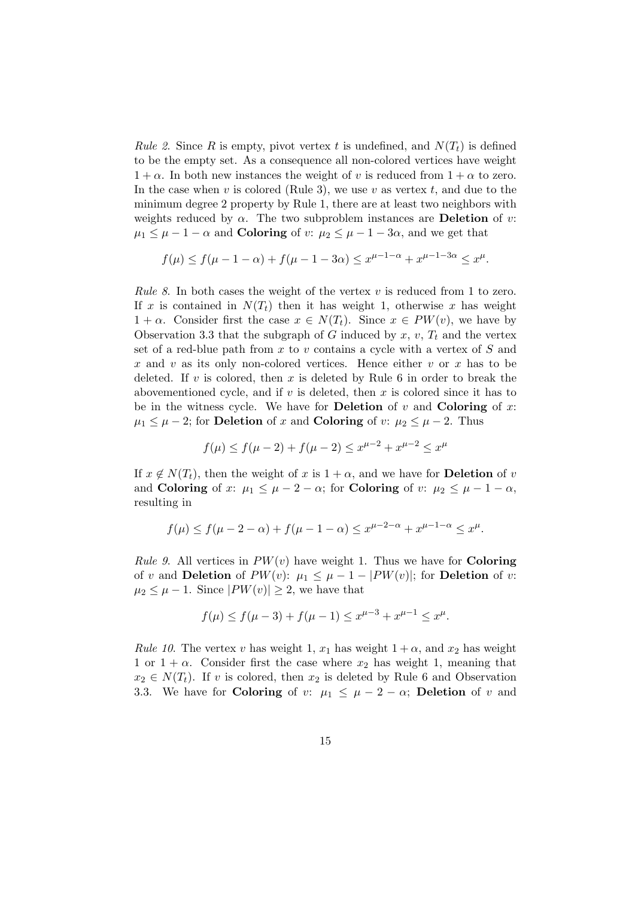*Rule 2.* Since $R$ is empty, pivot vertex $t$ is undefined, and $N(T_t)$ is defined to be the empty set. As a consequence all non-colored vertices have weight $1 + \alpha$. In both new instances the weight of $v$ is reduced from $1 + \alpha$ to zero. In the case when $v$ is colored (Rule 3), we use $v$ as vertex $t$, and due to the minimum degree 2 property by Rule 1, there are at least two neighbors with weights reduced by $\alpha$. The two subproblem instances are **Deletion** of $v$: $\mu_1 \leq \mu - 1 - \alpha$ and **Coloring** of $v$: $\mu_2 \leq \mu - 1 - 3\alpha$, and we get that

$$f(\mu) \leq f(\mu - 1 - \alpha) + f(\mu - 1 - 3\alpha) \leq x^{\mu-1-\alpha} + x^{\mu-1-3\alpha} \leq x^{\mu}.$$

*Rule 8.* In both cases the weight of the vertex $v$ is reduced from 1 to zero. If $x$ is contained in $N(T_t)$ then it has weight 1, otherwise $x$ has weight $1 + \alpha$. Consider first the case $x \in N(T_t)$. Since $x \in PW(v)$, we have by Observation 3.3 that the subgraph of $G$ induced by $x$, $v$, $T_t$ and the vertex set of a red-blue path from $x$ to $v$ contains a cycle with a vertex of $S$ and $x$ and $v$ as its only non-colored vertices. Hence either $v$ or $x$ has to be deleted. If $v$ is colored, then $x$ is deleted by Rule 6 in order to break the abovementioned cycle, and if $v$ is deleted, then $x$ is colored since it has to be in the witness cycle. We have for **Deletion** of $v$ and **Coloring** of $x$: $\mu_1 \leq \mu - 2$; for **Deletion** of $x$ and **Coloring** of $v$: $\mu_2 \leq \mu - 2$. Thus

$$f(\mu) \leq f(\mu - 2) + f(\mu - 2) \leq x^{\mu-2} + x^{\mu-2} \leq x^{\mu}$$

If $x \notin N(T_t)$, then the weight of $x$ is $1 + \alpha$, and we have for **Deletion** of $v$ and **Coloring** of $x$: $\mu_1 \leq \mu - 2 - \alpha$; for **Coloring** of $v$: $\mu_2 \leq \mu - 1 - \alpha$, resulting in

$$f(\mu) \leq f(\mu - 2 - \alpha) + f(\mu - 1 - \alpha) \leq x^{\mu-2-\alpha} + x^{\mu-1-\alpha} \leq x^{\mu}.$$

*Rule 9.* All vertices in $PW(v)$ have weight 1. Thus we have for **Coloring** of $v$ and **Deletion** of $PW(v)$: $\mu_1 \leq \mu - 1 - |PW(v)|$; for **Deletion** of $v$: $\mu_2 \leq \mu - 1$. Since $|PW(v)| \geq 2$, we have that

$$f(\mu) \leq f(\mu - 3) + f(\mu - 1) \leq x^{\mu-3} + x^{\mu-1} \leq x^{\mu}.$$

*Rule 10.* The vertex $v$ has weight 1, $x_1$ has weight $1 + \alpha$, and $x_2$ has weight 1 or $1 + \alpha$. Consider first the case where $x_2$ has weight 1, meaning that $x_2 \in N(T_t)$. If $v$ is colored, then $x_2$ is deleted by Rule 6 and Observation 3.3. We have for **Coloring** of $v$: $\mu_1 \leq \mu - 2 - \alpha$; **Deletion** of $v$ and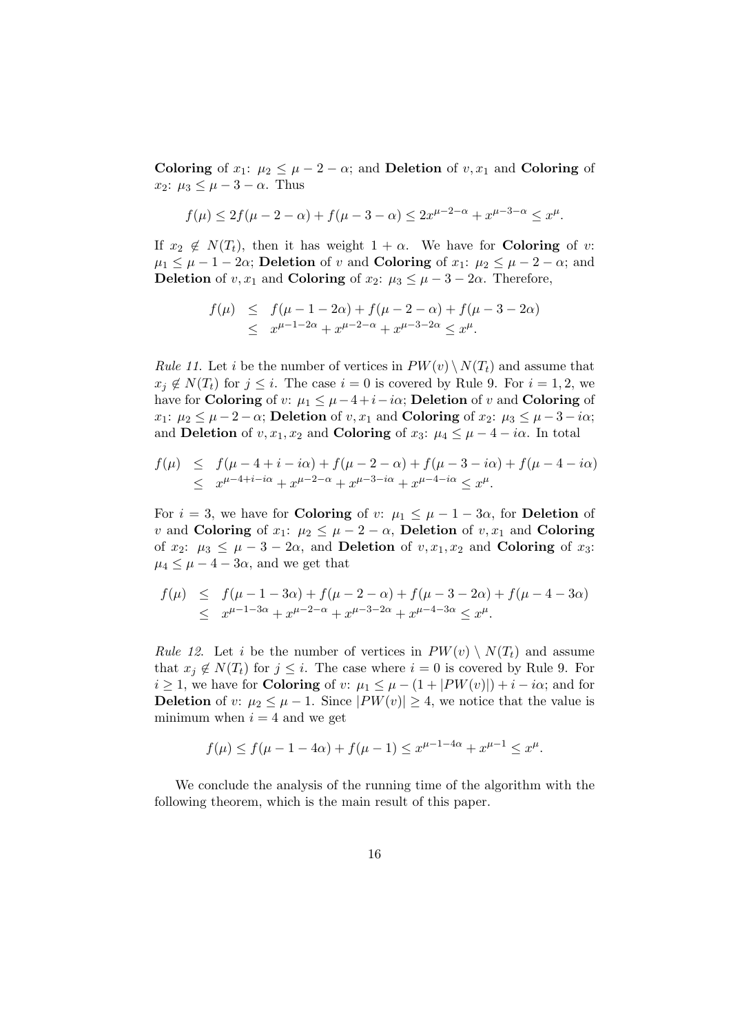**Coloring** of $x_1$: $\mu_2 \leq \mu - 2 - \alpha$; and **Deletion** of $v, x_1$ and **Coloring** of $x_2$: $\mu_3 \leq \mu - 3 - \alpha$. Thus

$$f(\mu) \leq 2f(\mu - 2 - \alpha) + f(\mu - 3 - \alpha) \leq 2x^{\mu-2-\alpha} + x^{\mu-3-\alpha} \leq x^{\mu}.$$

If $x_2 \notin N(T_t)$, then it has weight $1 + \alpha$. We have for **Coloring** of $v$: $\mu_1 \leq \mu - 1 - 2\alpha$; **Deletion** of $v$ and **Coloring** of $x_1$: $\mu_2 \leq \mu - 2 - \alpha$; and **Deletion** of $v, x_1$ and **Coloring** of $x_2$: $\mu_3 \leq \mu - 3 - 2\alpha$. Therefore,

$$\begin{aligned} f(\mu) &\leq f(\mu - 1 - 2\alpha) + f(\mu - 2 - \alpha) + f(\mu - 3 - 2\alpha) \\ &\leq x^{\mu-1-2\alpha} + x^{\mu-2-\alpha} + x^{\mu-3-2\alpha} \leq x^{\mu}. \end{aligned}$$

*Rule 11.* Let $i$ be the number of vertices in $PW(v) \setminus N(T_t)$ and assume that $x_j \notin N(T_t)$ for $j \leq i$. The case $i = 0$ is covered by Rule 9. For $i = 1, 2$, we have for **Coloring** of $v$: $\mu_1 \leq \mu - 4 + i - i\alpha$; **Deletion** of $v$ and **Coloring** of $x_1$: $\mu_2 \leq \mu - 2 - \alpha$; **Deletion** of $v, x_1$ and **Coloring** of $x_2$: $\mu_3 \leq \mu - 3 - i\alpha$; and **Deletion** of $v, x_1, x_2$ and **Coloring** of $x_3$: $\mu_4 \leq \mu - 4 - i\alpha$. In total

$$\begin{aligned} f(\mu) &\leq f(\mu - 4 + i - i\alpha) + f(\mu - 2 - \alpha) + f(\mu - 3 - i\alpha) + f(\mu - 4 - i\alpha) \\ &\leq x^{\mu-4+i-i\alpha} + x^{\mu-2-\alpha} + x^{\mu-3-i\alpha} + x^{\mu-4-i\alpha} \leq x^{\mu}. \end{aligned}$$

For $i = 3$, we have for **Coloring** of $v$: $\mu_1 \leq \mu - 1 - 3\alpha$, for **Deletion** of $v$ and **Coloring** of $x_1$: $\mu_2 \leq \mu - 2 - \alpha$, **Deletion** of $v, x_1$ and **Coloring** of $x_2$: $\mu_3 \leq \mu - 3 - 2\alpha$, and **Deletion** of $v, x_1, x_2$ and **Coloring** of $x_3$: $\mu_4 \leq \mu - 4 - 3\alpha$, and we get that

$$\begin{aligned} f(\mu) &\leq f(\mu - 1 - 3\alpha) + f(\mu - 2 - \alpha) + f(\mu - 3 - 2\alpha) + f(\mu - 4 - 3\alpha) \\ &\leq x^{\mu-1-3\alpha} + x^{\mu-2-\alpha} + x^{\mu-3-2\alpha} + x^{\mu-4-3\alpha} \leq x^{\mu}. \end{aligned}$$

*Rule 12.* Let $i$ be the number of vertices in $PW(v) \setminus N(T_t)$ and assume that $x_j \notin N(T_t)$ for $j \leq i$. The case where $i = 0$ is covered by Rule 9. For $i \geq 1$, we have for **Coloring** of $v$: $\mu_1 \leq \mu - (1 + |PW(v)|) + i - i\alpha$; and for **Deletion** of $v$: $\mu_2 \leq \mu - 1$. Since $|PW(v)| \geq 4$, we notice that the value is minimum when $i = 4$ and we get

$$f(\mu) \leq f(\mu - 1 - 4\alpha) + f(\mu - 1) \leq x^{\mu-1-4\alpha} + x^{\mu-1} \leq x^{\mu}.$$

We conclude the analysis of the running time of the algorithm with the following theorem, which is the main result of this paper.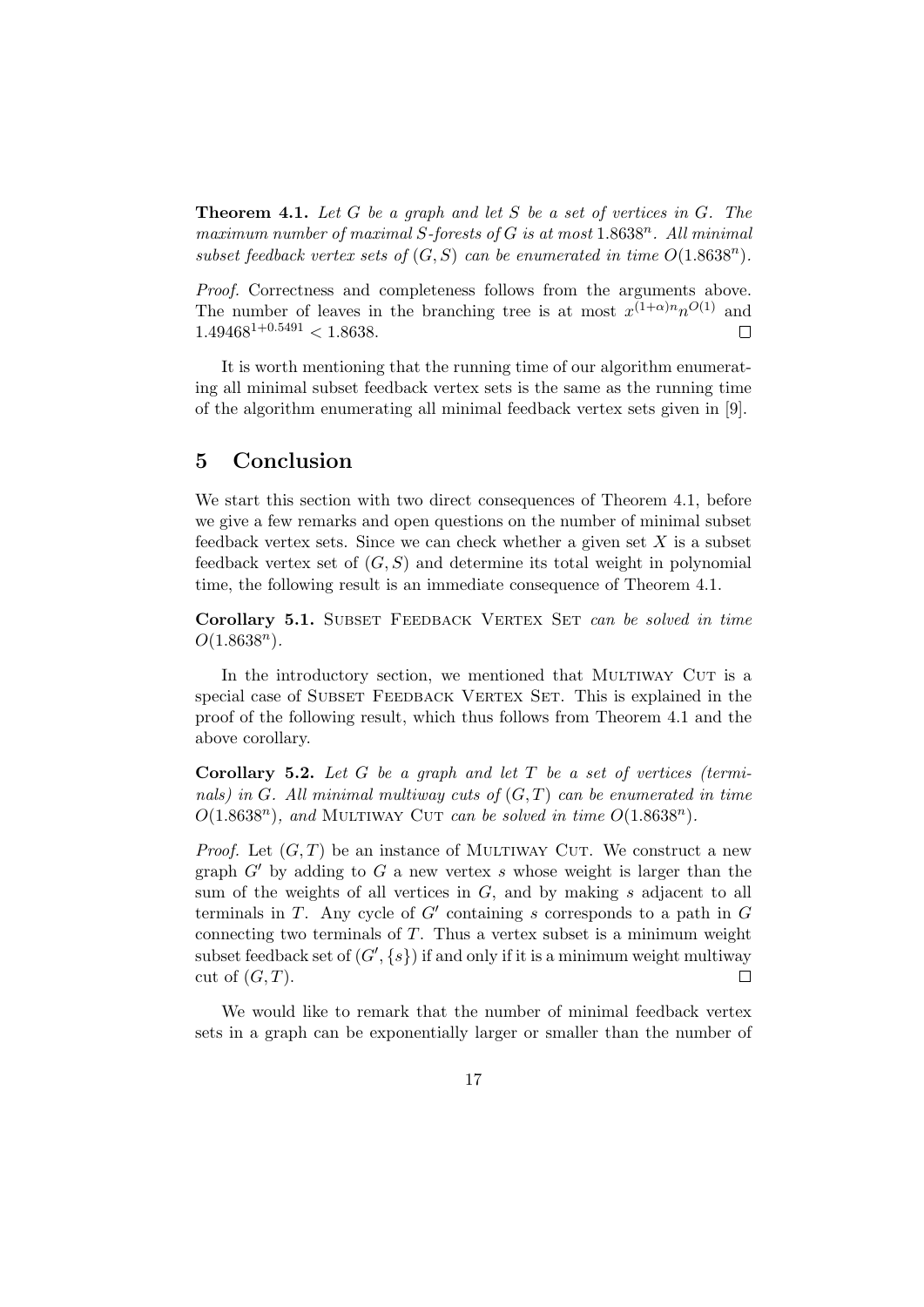**Theorem 4.1.** *Let $G$ be a graph and let $S$ be a set of vertices in $G$. The maximum number of maximal $S$-forests of $G$ is at most $1.8638^n$. All minimal subset feedback vertex sets of $(G, S)$ can be enumerated in time $O(1.8638^n)$.*

*Proof.* Correctness and completeness follows from the arguments above. The number of leaves in the branching tree is at most $x^{(1+\alpha)n}n^{O(1)}$ and $1.49468^{1+0.5491} < 1.8638$. □

It is worth mentioning that the running time of our algorithm enumerating all minimal subset feedback vertex sets is the same as the running time of the algorithm enumerating all minimal feedback vertex sets given in [9].

## 5 Conclusion

We start this section with two direct consequences of Theorem 4.1, before we give a few remarks and open questions on the number of minimal subset feedback vertex sets. Since we can check whether a given set $X$ is a subset feedback vertex set of $(G, S)$ and determine its total weight in polynomial time, the following result is an immediate consequence of Theorem 4.1.

**Corollary 5.1.** Subset Feedback Vertex Set *can be solved in time $O(1.8638^n)$.*

In the introductory section, we mentioned that Multiway Cut is a special case of Subset Feedback Vertex Set. This is explained in the proof of the following result, which thus follows from Theorem 4.1 and the above corollary.

**Corollary 5.2.** *Let $G$ be a graph and let $T$ be a set of vertices (terminals) in $G$. All minimal multiway cuts of $(G, T)$ can be enumerated in time $O(1.8638^n)$, and* Multiway Cut *can be solved in time $O(1.8638^n)$.*

*Proof.* Let $(G, T)$ be an instance of Multiway Cut. We construct a new graph $G'$ by adding to $G$ a new vertex $s$ whose weight is larger than the sum of the weights of all vertices in $G$, and by making $s$ adjacent to all terminals in $T$. Any cycle of $G'$ containing $s$ corresponds to a path in $G$ connecting two terminals of $T$. Thus a vertex subset is a minimum weight subset feedback set of $(G', \{s\})$ if and only if it is a minimum weight multiway cut of $(G, T)$. □

We would like to remark that the number of minimal feedback vertex sets in a graph can be exponentially larger or smaller than the number of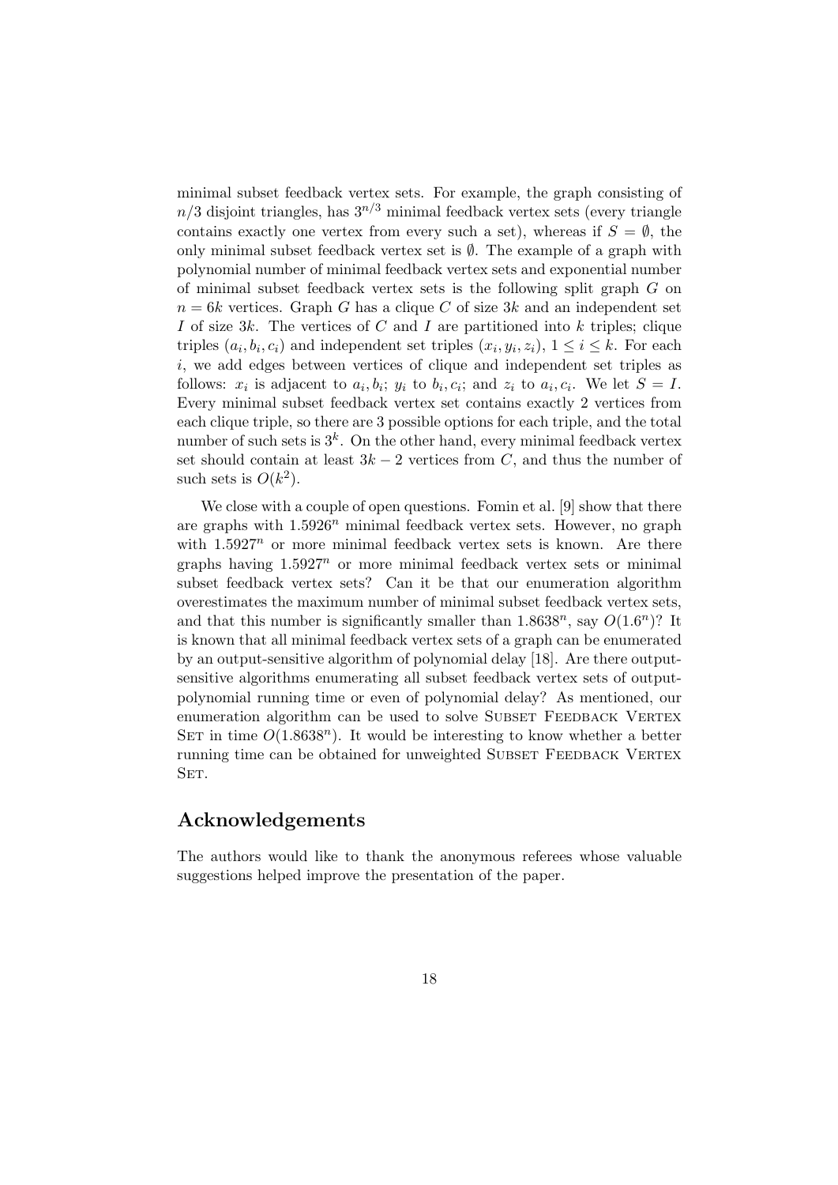minimal subset feedback vertex sets. For example, the graph consisting of $n/3$ disjoint triangles, has $3^{n/3}$ minimal feedback vertex sets (every triangle contains exactly one vertex from every such a set), whereas if $S = \emptyset$, the only minimal subset feedback vertex set is $\emptyset$. The example of a graph with polynomial number of minimal feedback vertex sets and exponential number of minimal subset feedback vertex sets is the following split graph $G$ on $n = 6k$ vertices. Graph $G$ has a clique $C$ of size $3k$ and an independent set $I$ of size $3k$. The vertices of $C$ and $I$ are partitioned into $k$ triples; clique triples $(a_i, b_i, c_i)$ and independent set triples $(x_i, y_i, z_i)$, $1 \leq i \leq k$. For each $i$, we add edges between vertices of clique and independent set triples as follows: $x_i$ is adjacent to $a_i, b_i$; $y_i$ to $b_i, c_i$; and $z_i$ to $a_i, c_i$. We let $S = I$. Every minimal subset feedback vertex set contains exactly 2 vertices from each clique triple, so there are 3 possible options for each triple, and the total number of such sets is $3^k$. On the other hand, every minimal feedback vertex set should contain at least $3k - 2$ vertices from $C$, and thus the number of such sets is $O(k^2)$.

We close with a couple of open questions. Fomin et al. [9] show that there are graphs with $1.5926^n$ minimal feedback vertex sets. However, no graph with $1.5927^n$ or more minimal feedback vertex sets is known. Are there graphs having $1.5927^n$ or more minimal feedback vertex sets or minimal subset feedback vertex sets? Can it be that our enumeration algorithm overestimates the maximum number of minimal subset feedback vertex sets, and that this number is significantly smaller than $1.8638^n$, say $O(1.6^n)$? It is known that all minimal feedback vertex sets of a graph can be enumerated by an output-sensitive algorithm of polynomial delay [18]. Are there output-sensitive algorithms enumerating all subset feedback vertex sets of output-polynomial running time or even of polynomial delay? As mentioned, our enumeration algorithm can be used to solve Subset Feedback Vertex Set in time $O(1.8638^n)$. It would be interesting to know whether a better running time can be obtained for unweighted Subset Feedback Vertex Set.

## Acknowledgements

The authors would like to thank the anonymous referees whose valuable suggestions helped improve the presentation of the paper.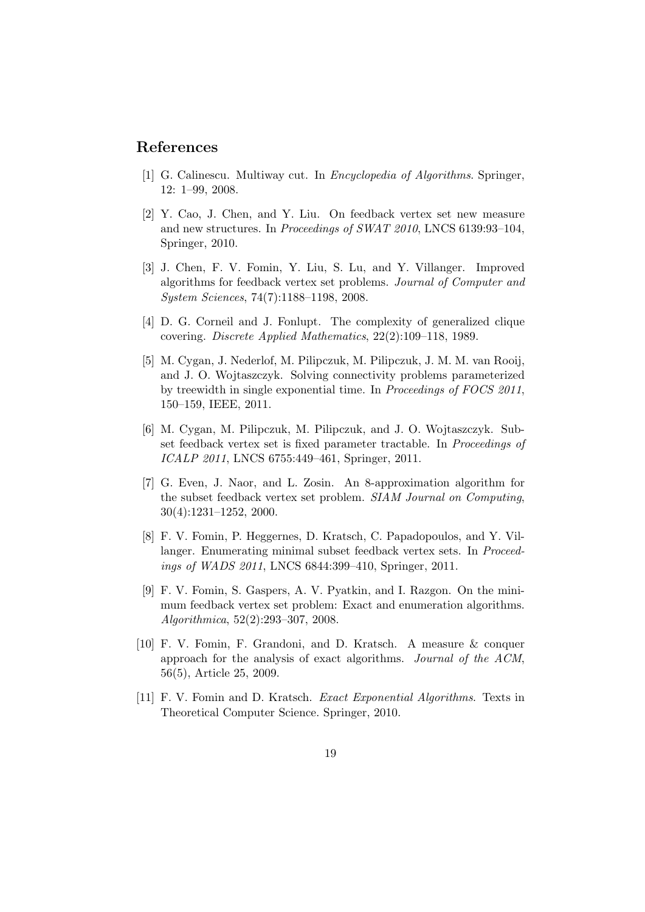## References

[1] G. Calinescu. Multiway cut. In *Encyclopedia of Algorithms*. Springer, 12: 1–99, 2008.

[2] Y. Cao, J. Chen, and Y. Liu. On feedback vertex set new measure and new structures. In *Proceedings of SWAT 2010*, LNCS 6139:93–104, Springer, 2010.

[3] J. Chen, F. V. Fomin, Y. Liu, S. Lu, and Y. Villanger. Improved algorithms for feedback vertex set problems. *Journal of Computer and System Sciences*, 74(7):1188–1198, 2008.

[4] D. G. Corneil and J. Fonlupt. The complexity of generalized clique covering. *Discrete Applied Mathematics*, 22(2):109–118, 1989.

[5] M. Cygan, J. Nederlof, M. Pilipczuk, M. Pilipczuk, J. M. M. van Rooij, and J. O. Wojtaszczyk. Solving connectivity problems parameterized by treewidth in single exponential time. In *Proceedings of FOCS 2011*, 150–159, IEEE, 2011.

[6] M. Cygan, M. Pilipczuk, M. Pilipczuk, and J. O. Wojtaszczyk. Subset feedback vertex set is fixed parameter tractable. In *Proceedings of ICALP 2011*, LNCS 6755:449–461, Springer, 2011.

[7] G. Even, J. Naor, and L. Zosin. An 8-approximation algorithm for the subset feedback vertex set problem. *SIAM Journal on Computing*, 30(4):1231–1252, 2000.

[8] F. V. Fomin, P. Heggernes, D. Kratsch, C. Papadopoulos, and Y. Villanger. Enumerating minimal subset feedback vertex sets. In *Proceedings of WADS 2011*, LNCS 6844:399–410, Springer, 2011.

[9] F. V. Fomin, S. Gaspers, A. V. Pyatkin, and I. Razgon. On the minimum feedback vertex set problem: Exact and enumeration algorithms. *Algorithmica*, 52(2):293–307, 2008.

[10] F. V. Fomin, F. Grandoni, and D. Kratsch. A measure & conquer approach for the analysis of exact algorithms. *Journal of the ACM*, 56(5), Article 25, 2009.

[11] F. V. Fomin and D. Kratsch. *Exact Exponential Algorithms*. Texts in Theoretical Computer Science. Springer, 2010.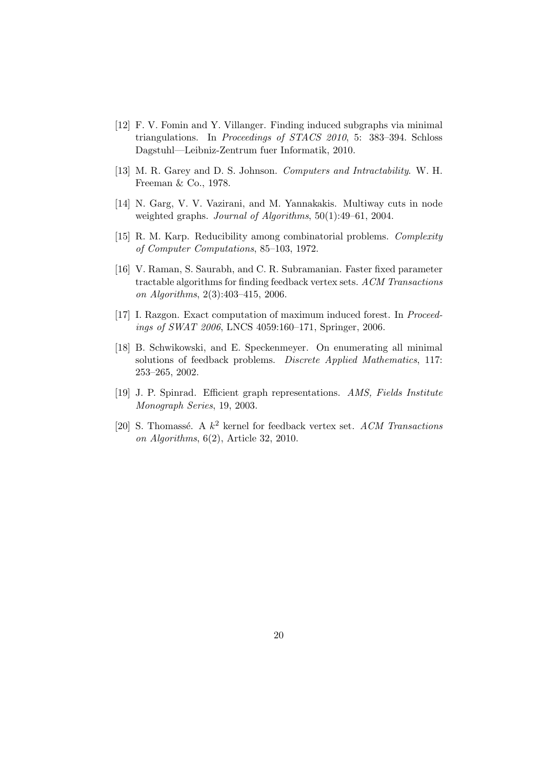[12] F. V. Fomin and Y. Villanger. Finding induced subgraphs via minimal triangulations. In *Proceedings of STACS 2010*, 5: 383–394. Schloss Dagstuhl—Leibniz-Zentrum fuer Informatik, 2010.

[13] M. R. Garey and D. S. Johnson. *Computers and Intractability*. W. H. Freeman & Co., 1978.

[14] N. Garg, V. V. Vazirani, and M. Yannakakis. Multiway cuts in node weighted graphs. *Journal of Algorithms*, 50(1):49–61, 2004.

[15] R. M. Karp. Reducibility among combinatorial problems. *Complexity of Computer Computations*, 85–103, 1972.

[16] V. Raman, S. Saurabh, and C. R. Subramanian. Faster fixed parameter tractable algorithms for finding feedback vertex sets. *ACM Transactions on Algorithms*, 2(3):403–415, 2006.

[17] I. Razgon. Exact computation of maximum induced forest. In *Proceedings of SWAT 2006*, LNCS 4059:160–171, Springer, 2006.

[18] B. Schwikowski, and E. Speckenmeyer. On enumerating all minimal solutions of feedback problems. *Discrete Applied Mathematics*, 117: 253–265, 2002.

[19] J. P. Spinrad. Efficient graph representations. *AMS, Fields Institute Monograph Series*, 19, 2003.

[20] S. Thomassé. A $k^2$ kernel for feedback vertex set. *ACM Transactions on Algorithms*, 6(2), Article 32, 2010.